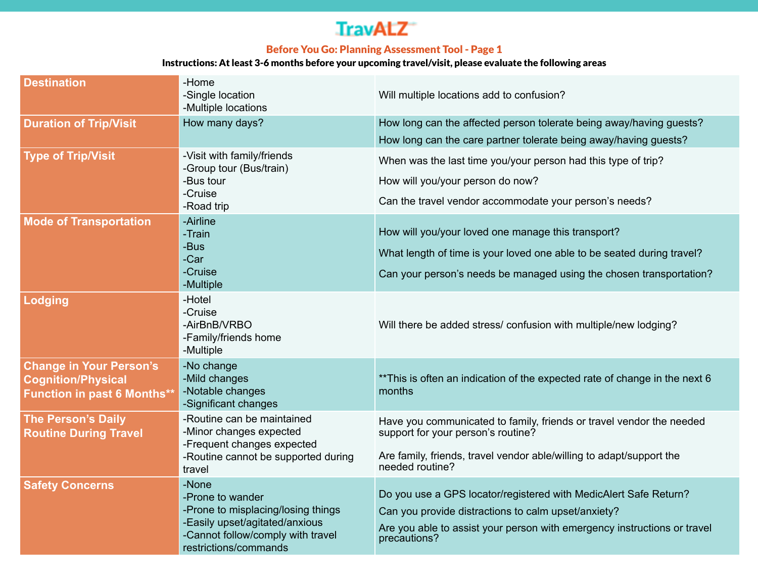# TravALZ

## Before You Go: Planning Assessment Tool - Page 1

**Instructions: At least 3-6 months before your upcoming travel/visit, please evaluate the following areas**

| | | |
|---|---|---|
| **Destination** | -Home<br>-Single location<br>-Multiple locations | Will multiple locations add to confusion? |
| **Duration of Trip/Visit** | How many days? | How long can the affected person tolerate being away/having guests?<br>How long can the care partner tolerate being away/having guests? |
| **Type of Trip/Visit** | -Visit with family/friends<br>-Group tour (Bus/train)<br>-Bus tour<br>-Cruise<br>-Road trip | When was the last time you/your person had this type of trip?<br>How will you/your person do now?<br>Can the travel vendor accommodate your person's needs? |
| **Mode of Transportation** | -Airline<br>-Train<br>-Bus<br>-Car<br>-Cruise<br>-Multiple | How will you/your loved one manage this transport?<br>What length of time is your loved one able to be seated during travel?<br>Can your person's needs be managed using the chosen transportation? |
| **Lodging** | -Hotel<br>-Cruise<br>-AirBnB/VRBO<br>-Family/friends home<br>-Multiple | Will there be added stress/ confusion with multiple/new lodging? |
| **Change in Your Person's Cognition/Physical Function in past 6 Months**** | -No change<br>-Mild changes<br>-Notable changes<br>-Significant changes | **This is often an indication of the expected rate of change in the next 6 months |
| **The Person's Daily Routine During Travel** | -Routine can be maintained<br>-Minor changes expected<br>-Frequent changes expected<br>-Routine cannot be supported during travel | Have you communicated to family, friends or travel vendor the needed support for your person's routine?<br>Are family, friends, travel vendor able/willing to adapt/support the needed routine? |
| **Safety Concerns** | -None<br>-Prone to wander<br>-Prone to misplacing/losing things<br>-Easily upset/agitated/anxious<br>-Cannot follow/comply with travel restrictions/commands | Do you use a GPS locator/registered with MedicAlert Safe Return?<br>Can you provide distractions to calm upset/anxiety?<br>Are you able to assist your person with emergency instructions or travel precautions? |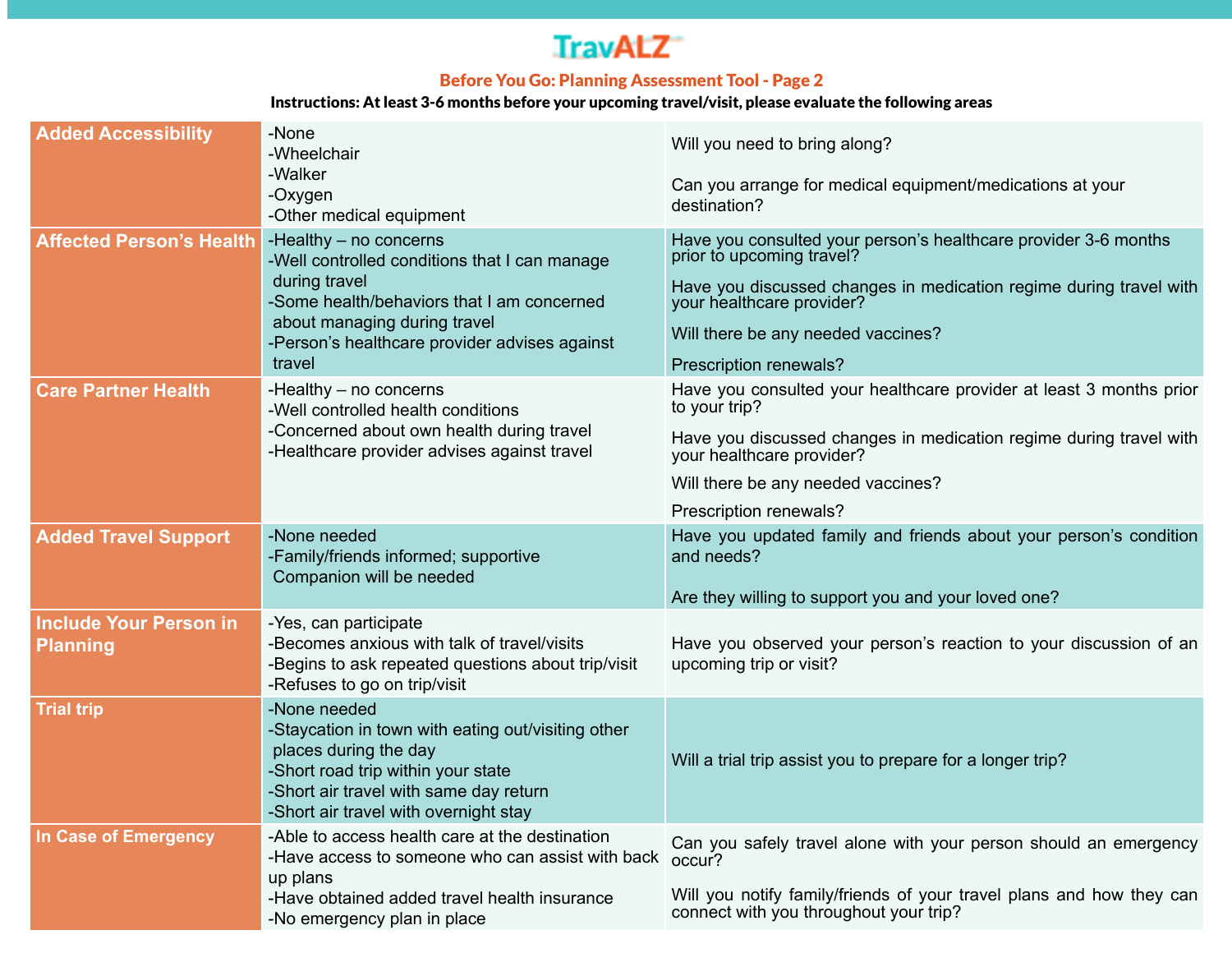# TravALZ

## Before You Go: Planning Assessment Tool - Page 2

**Instructions: At least 3-6 months before your upcoming travel/visit, please evaluate the following areas**

| | | |
|---|---|---|
| **Added Accessibility** | -None<br>-Wheelchair<br>-Walker<br>-Oxygen<br>-Other medical equipment | Will you need to bring along?<br><br>Can you arrange for medical equipment/medications at your destination? |
| **Affected Person's Health** | -Healthy – no concerns<br>-Well controlled conditions that I can manage during travel<br>-Some health/behaviors that I am concerned about managing during travel<br>-Person's healthcare provider advises against travel | Have you consulted your person's healthcare provider 3-6 months prior to upcoming travel?<br><br>Have you discussed changes in medication regime during travel with your healthcare provider?<br><br>Will there be any needed vaccines?<br><br>Prescription renewals? |
| **Care Partner Health** | -Healthy – no concerns<br>-Well controlled health conditions<br>-Concerned about own health during travel<br>-Healthcare provider advises against travel | Have you consulted your healthcare provider at least 3 months prior to your trip?<br><br>Have you discussed changes in medication regime during travel with your healthcare provider?<br><br>Will there be any needed vaccines?<br><br>Prescription renewals? |
| **Added Travel Support** | -None needed<br>-Family/friends informed; supportive<br>Companion will be needed | Have you updated family and friends about your person's condition and needs?<br><br>Are they willing to support you and your loved one? |
| **Include Your Person in Planning** | -Yes, can participate<br>-Becomes anxious with talk of travel/visits<br>-Begins to ask repeated questions about trip/visit<br>-Refuses to go on trip/visit | Have you observed your person's reaction to your discussion of an upcoming trip or visit? |
| **Trial trip** | -None needed<br>-Staycation in town with eating out/visiting other places during the day<br>-Short road trip within your state<br>-Short air travel with same day return<br>-Short air travel with overnight stay | Will a trial trip assist you to prepare for a longer trip? |
| **In Case of Emergency** | -Able to access health care at the destination<br>-Have access to someone who can assist with back up plans<br>-Have obtained added travel health insurance<br>-No emergency plan in place | Can you safely travel alone with your person should an emergency occur?<br><br>Will you notify family/friends of your travel plans and how they can connect with you throughout your trip? |